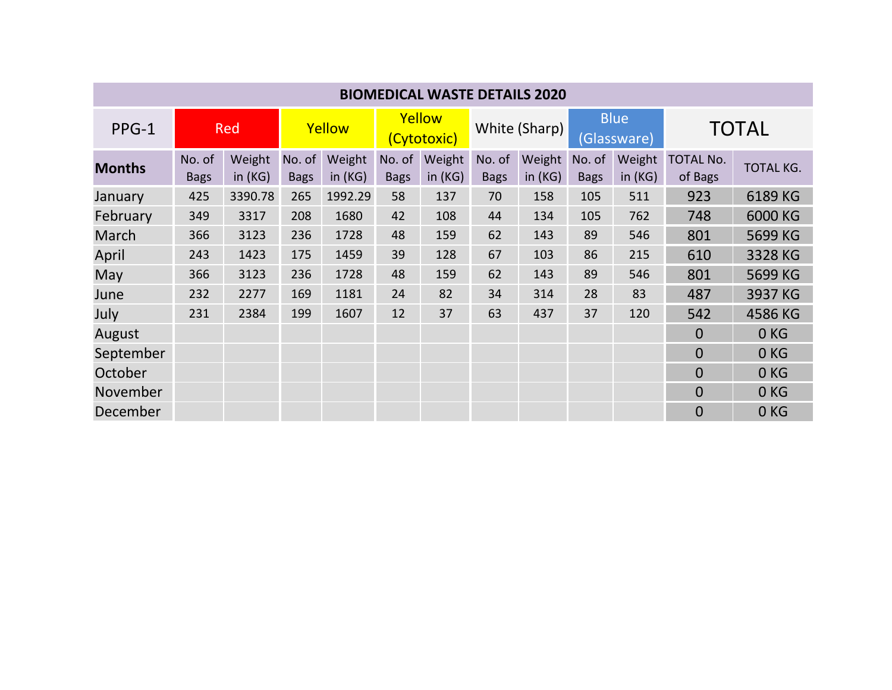| BIOMEDICAL WASTE DETAILS 2020 | | | | | | | | | | | | |
|---|---|---|---|---|---|---|---|---|---|---|---|---|
| PPG-1 | Red | | Yellow | | Yellow (Cytotoxic) | | White (Sharp) | | Blue (Glassware) | | TOTAL | |
| **Months** | No. of Bags | Weight in (KG) | No. of Bags | Weight in (KG) | No. of Bags | Weight in (KG) | No. of Bags | Weight in (KG) | No. of Bags | Weight in (KG) | TOTAL No. of Bags | TOTAL KG. |
| January | 425 | 3390.78 | 265 | 1992.29 | 58 | 137 | 70 | 158 | 105 | 511 | 923 | 6189 KG |
| February | 349 | 3317 | 208 | 1680 | 42 | 108 | 44 | 134 | 105 | 762 | 748 | 6000 KG |
| March | 366 | 3123 | 236 | 1728 | 48 | 159 | 62 | 143 | 89 | 546 | 801 | 5699 KG |
| April | 243 | 1423 | 175 | 1459 | 39 | 128 | 67 | 103 | 86 | 215 | 610 | 3328 KG |
| May | 366 | 3123 | 236 | 1728 | 48 | 159 | 62 | 143 | 89 | 546 | 801 | 5699 KG |
| June | 232 | 2277 | 169 | 1181 | 24 | 82 | 34 | 314 | 28 | 83 | 487 | 3937 KG |
| July | 231 | 2384 | 199 | 1607 | 12 | 37 | 63 | 437 | 37 | 120 | 542 | 4586 KG |
| August | | | | | | | | | | | 0 | 0 KG |
| September | | | | | | | | | | | 0 | 0 KG |
| October | | | | | | | | | | | 0 | 0 KG |
| November | | | | | | | | | | | 0 | 0 KG |
| December | | | | | | | | | | | 0 | 0 KG |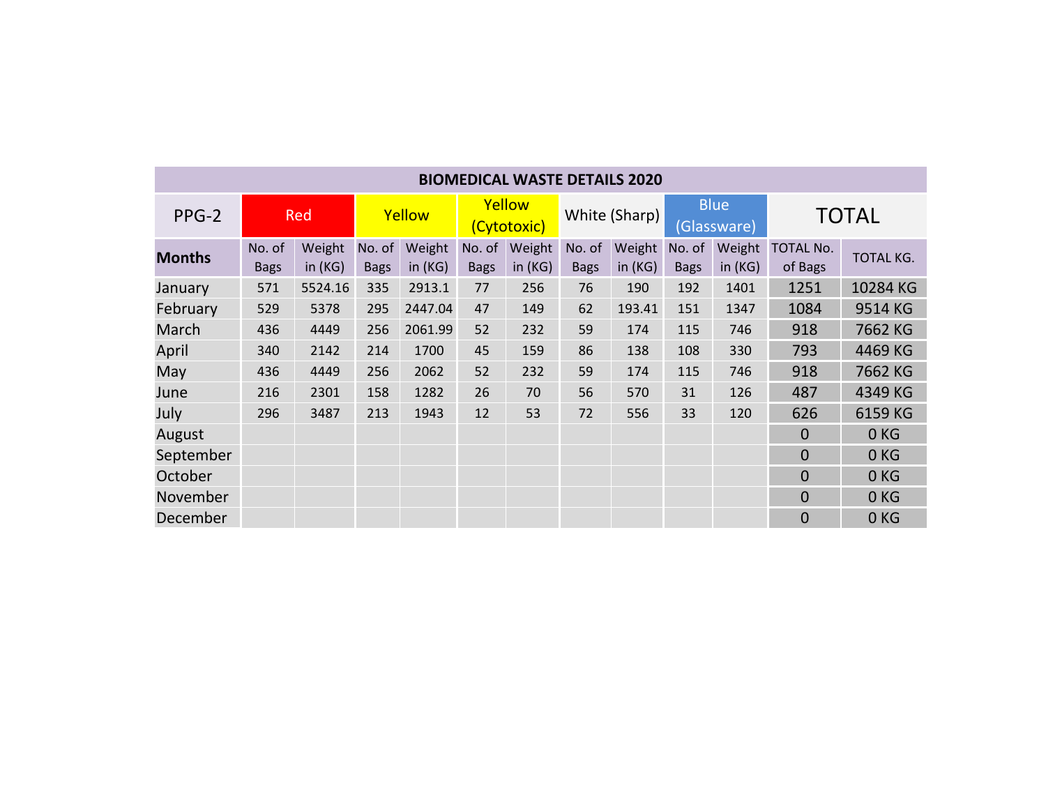| BIOMEDICAL WASTE DETAILS 2020 | | | | | | | | | | | | |
|---|---|---|---|---|---|---|---|---|---|---|---|---|
| PPG-2 | Red | | Yellow | | Yellow (Cytotoxic) | | White (Sharp) | | Blue (Glassware) | | TOTAL | |
| Months | No. of Bags | Weight in (KG) | No. of Bags | Weight in (KG) | No. of Bags | Weight in (KG) | No. of Bags | Weight in (KG) | No. of Bags | Weight in (KG) | TOTAL No. of Bags | TOTAL KG. |
| January | 571 | 5524.16 | 335 | 2913.1 | 77 | 256 | 76 | 190 | 192 | 1401 | 1251 | 10284 KG |
| February | 529 | 5378 | 295 | 2447.04 | 47 | 149 | 62 | 193.41 | 151 | 1347 | 1084 | 9514 KG |
| March | 436 | 4449 | 256 | 2061.99 | 52 | 232 | 59 | 174 | 115 | 746 | 918 | 7662 KG |
| April | 340 | 2142 | 214 | 1700 | 45 | 159 | 86 | 138 | 108 | 330 | 793 | 4469 KG |
| May | 436 | 4449 | 256 | 2062 | 52 | 232 | 59 | 174 | 115 | 746 | 918 | 7662 KG |
| June | 216 | 2301 | 158 | 1282 | 26 | 70 | 56 | 570 | 31 | 126 | 487 | 4349 KG |
| July | 296 | 3487 | 213 | 1943 | 12 | 53 | 72 | 556 | 33 | 120 | 626 | 6159 KG |
| August | | | | | | | | | | | 0 | 0 KG |
| September | | | | | | | | | | | 0 | 0 KG |
| October | | | | | | | | | | | 0 | 0 KG |
| November | | | | | | | | | | | 0 | 0 KG |
| December | | | | | | | | | | | 0 | 0 KG |